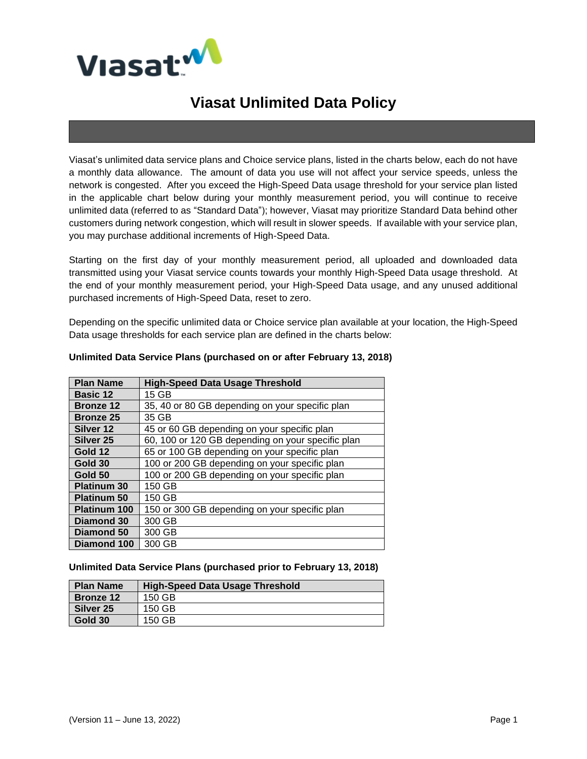# Viasat Unlimited Data Policy

Viasat's unlimited data service plans and Choice service plans, listed in the charts below, each do not have a monthly data allowance. The amount of data you use will not affect your service speeds, unless the network is congested. After you exceed the High-Speed Data usage threshold for your service plan listed in the applicable chart below during your monthly measurement period, you will continue to receive unlimited data (referred to as "Standard Data"); however, Viasat may prioritize Standard Data behind other customers during network congestion, which will result in slower speeds. If available with your service plan, you may purchase additional increments of High-Speed Data.

Starting on the first day of your monthly measurement period, all uploaded and downloaded data transmitted using your Viasat service counts towards your monthly High-Speed Data usage threshold. At the end of your monthly measurement period, your High-Speed Data usage, and any unused additional purchased increments of High-Speed Data, reset to zero.

Depending on the specific unlimited data or Choice service plan available at your location, the High-Speed Data usage thresholds for each service plan are defined in the charts below:

**Unlimited Data Service Plans (purchased on or after February 13, 2018)**

| Plan Name | High-Speed Data Usage Threshold |
|---|---|
| **Basic 12** | 15 GB |
| **Bronze 12** | 35, 40 or 80 GB depending on your specific plan |
| **Bronze 25** | 35 GB |
| **Silver 12** | 45 or 60 GB depending on your specific plan |
| **Silver 25** | 60, 100 or 120 GB depending on your specific plan |
| **Gold 12** | 65 or 100 GB depending on your specific plan |
| **Gold 30** | 100 or 200 GB depending on your specific plan |
| **Gold 50** | 100 or 200 GB depending on your specific plan |
| **Platinum 30** | 150 GB |
| **Platinum 50** | 150 GB |
| **Platinum 100** | 150 or 300 GB depending on your specific plan |
| **Diamond 30** | 300 GB |
| **Diamond 50** | 300 GB |
| **Diamond 100** | 300 GB |

**Unlimited Data Service Plans (purchased prior to February 13, 2018)**

| Plan Name | High-Speed Data Usage Threshold |
|---|---|
| **Bronze 12** | 150 GB |
| **Silver 25** | 150 GB |
| **Gold 30** | 150 GB |

(Version 11 – June 13, 2022)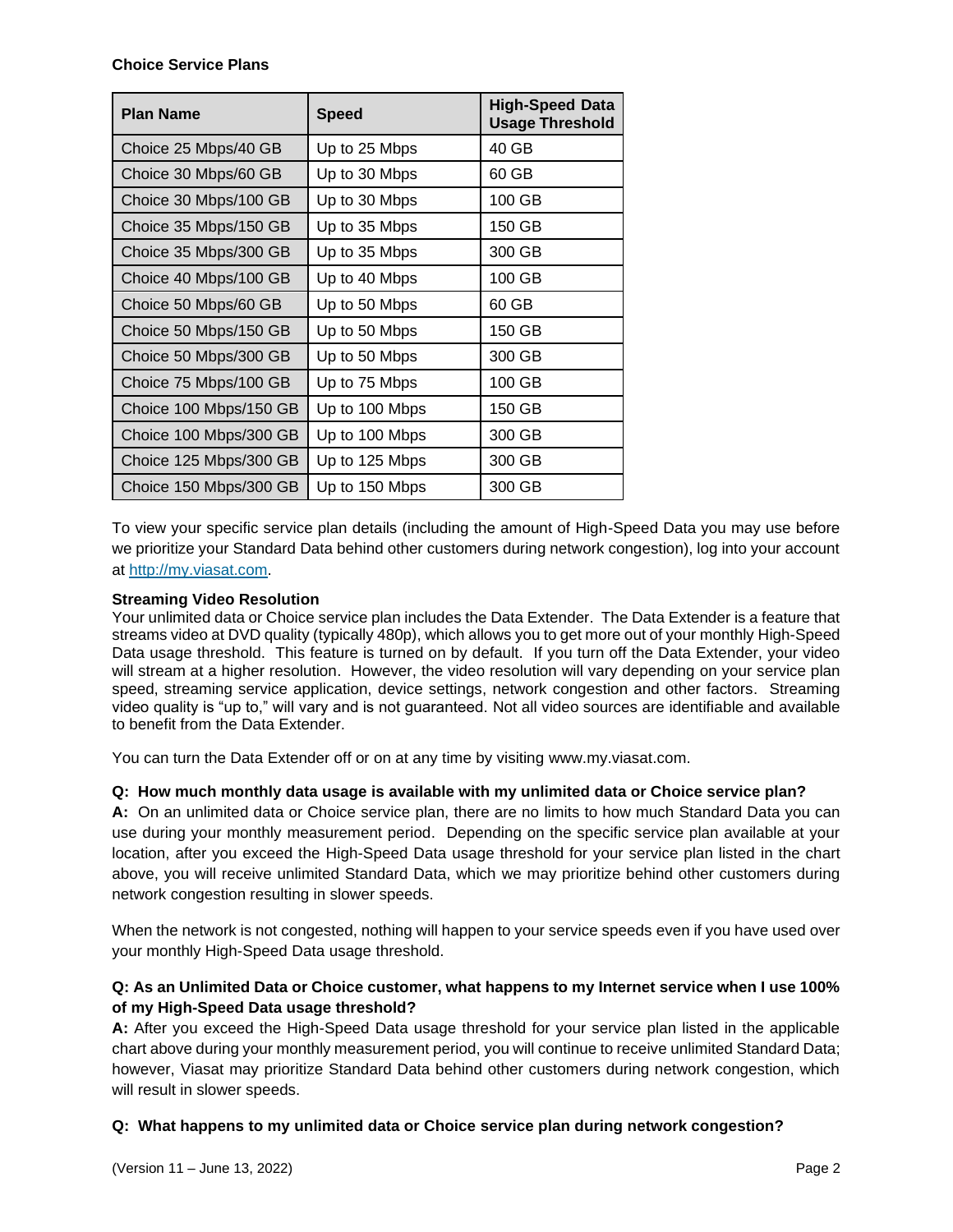**Choice Service Plans**

| Plan Name | Speed | High-Speed Data Usage Threshold |
|---|---|---|
| Choice 25 Mbps/40 GB | Up to 25 Mbps | 40 GB |
| Choice 30 Mbps/60 GB | Up to 30 Mbps | 60 GB |
| Choice 30 Mbps/100 GB | Up to 30 Mbps | 100 GB |
| Choice 35 Mbps/150 GB | Up to 35 Mbps | 150 GB |
| Choice 35 Mbps/300 GB | Up to 35 Mbps | 300 GB |
| Choice 40 Mbps/100 GB | Up to 40 Mbps | 100 GB |
| Choice 50 Mbps/60 GB | Up to 50 Mbps | 60 GB |
| Choice 50 Mbps/150 GB | Up to 50 Mbps | 150 GB |
| Choice 50 Mbps/300 GB | Up to 50 Mbps | 300 GB |
| Choice 75 Mbps/100 GB | Up to 75 Mbps | 100 GB |
| Choice 100 Mbps/150 GB | Up to 100 Mbps | 150 GB |
| Choice 100 Mbps/300 GB | Up to 100 Mbps | 300 GB |
| Choice 125 Mbps/300 GB | Up to 125 Mbps | 300 GB |
| Choice 150 Mbps/300 GB | Up to 150 Mbps | 300 GB |

To view your specific service plan details (including the amount of High-Speed Data you may use before we prioritize your Standard Data behind other customers during network congestion), log into your account at http://my.viasat.com.

**Streaming Video Resolution**

Your unlimited data or Choice service plan includes the Data Extender. The Data Extender is a feature that streams video at DVD quality (typically 480p), which allows you to get more out of your monthly High-Speed Data usage threshold. This feature is turned on by default. If you turn off the Data Extender, your video will stream at a higher resolution. However, the video resolution will vary depending on your service plan speed, streaming service application, device settings, network congestion and other factors. Streaming video quality is "up to," will vary and is not guaranteed. Not all video sources are identifiable and available to benefit from the Data Extender.

You can turn the Data Extender off or on at any time by visiting www.my.viasat.com.

**Q: How much monthly data usage is available with my unlimited data or Choice service plan?**

**A:** On an unlimited data or Choice service plan, there are no limits to how much Standard Data you can use during your monthly measurement period. Depending on the specific service plan available at your location, after you exceed the High-Speed Data usage threshold for your service plan listed in the chart above, you will receive unlimited Standard Data, which we may prioritize behind other customers during network congestion resulting in slower speeds.

When the network is not congested, nothing will happen to your service speeds even if you have used over your monthly High-Speed Data usage threshold.

**Q: As an Unlimited Data or Choice customer, what happens to my Internet service when I use 100% of my High-Speed Data usage threshold?**

**A:** After you exceed the High-Speed Data usage threshold for your service plan listed in the applicable chart above during your monthly measurement period, you will continue to receive unlimited Standard Data; however, Viasat may prioritize Standard Data behind other customers during network congestion, which will result in slower speeds.

**Q: What happens to my unlimited data or Choice service plan during network congestion?**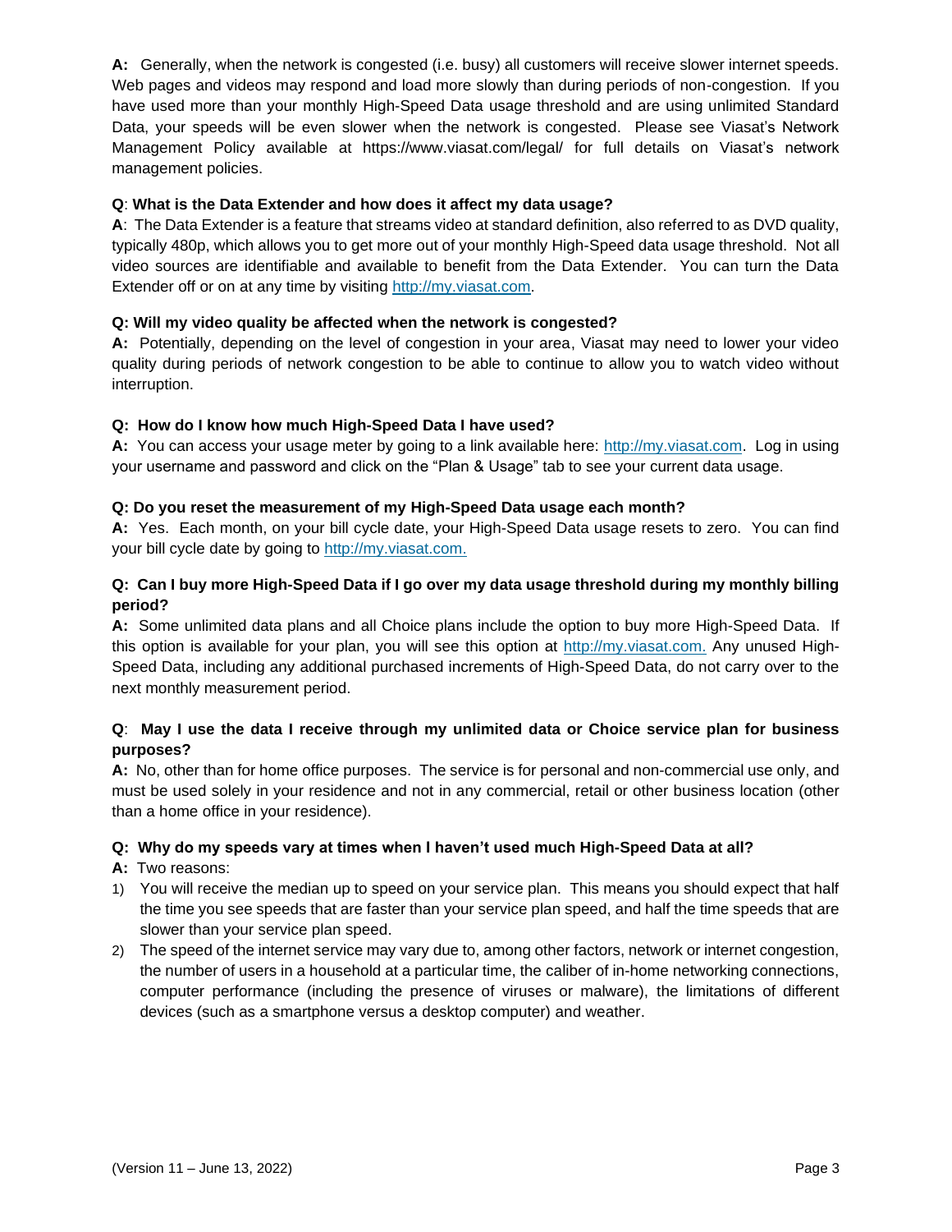**A:** Generally, when the network is congested (i.e. busy) all customers will receive slower internet speeds. Web pages and videos may respond and load more slowly than during periods of non-congestion. If you have used more than your monthly High-Speed Data usage threshold and are using unlimited Standard Data, your speeds will be even slower when the network is congested. Please see Viasat's Network Management Policy available at https://www.viasat.com/legal/ for full details on Viasat's network management policies.

**Q**: **What is the Data Extender and how does it affect my data usage?**
**A**: The Data Extender is a feature that streams video at standard definition, also referred to as DVD quality, typically 480p, which allows you to get more out of your monthly High-Speed data usage threshold. Not all video sources are identifiable and available to benefit from the Data Extender. You can turn the Data Extender off or on at any time by visiting http://my.viasat.com.

**Q: Will my video quality be affected when the network is congested?**
**A:** Potentially, depending on the level of congestion in your area, Viasat may need to lower your video quality during periods of network congestion to be able to continue to allow you to watch video without interruption.

**Q: How do I know how much High-Speed Data I have used?**
**A:** You can access your usage meter by going to a link available here: http://my.viasat.com. Log in using your username and password and click on the "Plan & Usage" tab to see your current data usage.

**Q: Do you reset the measurement of my High-Speed Data usage each month?**
**A:** Yes. Each month, on your bill cycle date, your High-Speed Data usage resets to zero. You can find your bill cycle date by going to http://my.viasat.com.

**Q: Can I buy more High-Speed Data if I go over my data usage threshold during my monthly billing period?**
**A:** Some unlimited data plans and all Choice plans include the option to buy more High-Speed Data. If this option is available for your plan, you will see this option at http://my.viasat.com. Any unused High-Speed Data, including any additional purchased increments of High-Speed Data, do not carry over to the next monthly measurement period.

**Q**: **May I use the data I receive through my unlimited data or Choice service plan for business purposes?**
**A:** No, other than for home office purposes. The service is for personal and non-commercial use only, and must be used solely in your residence and not in any commercial, retail or other business location (other than a home office in your residence).

**Q: Why do my speeds vary at times when I haven't used much High-Speed Data at all?**
**A:** Two reasons:

1) You will receive the median up to speed on your service plan. This means you should expect that half the time you see speeds that are faster than your service plan speed, and half the time speeds that are slower than your service plan speed.
2) The speed of the internet service may vary due to, among other factors, network or internet congestion, the number of users in a household at a particular time, the caliber of in-home networking connections, computer performance (including the presence of viruses or malware), the limitations of different devices (such as a smartphone versus a desktop computer) and weather.

(Version 11 – June 13, 2022)